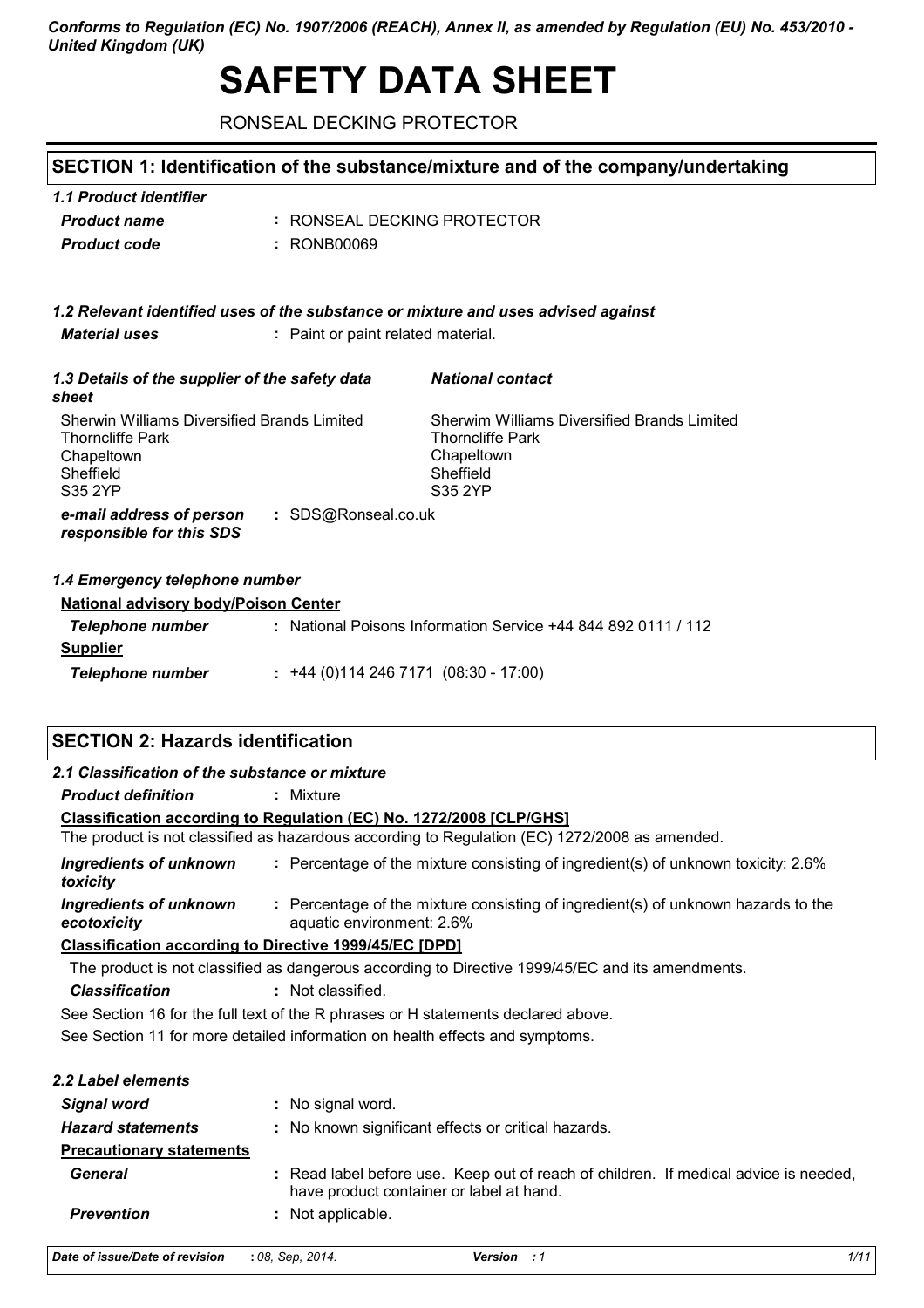*Conforms to Regulation (EC) No. 1907/2006 (REACH), Annex II, as amended by Regulation (EU) No. 453/2010 - United Kingdom (UK)*

# SAFETY DATA SHEET

RONSEAL DECKING PROTECTOR

## SECTION 1: Identification of the substance/mixture and of the company/undertaking

### 1.1 Product identifier

| | |
|---|---|
| ***Product name*** | : RONSEAL DECKING PROTECTOR |
| ***Product code*** | : RONB00069 |

### 1.2 Relevant identified uses of the substance or mixture and uses advised against

| | |
|---|---|
| ***Material uses*** | : Paint or paint related material. |

### 1.3 Details of the supplier of the safety data sheet

Sherwin Williams Diversified Brands Limited
Thorncliffe Park
Chapeltown
Sheffield
S35 2YP

***National contact***

Sherwim Williams Diversified Brands Limited
Thorncliffe Park
Chapeltown
Sheffield
S35 2YP

| | |
|---|---|
| ***e-mail address of person responsible for this SDS*** | : SDS@Ronseal.co.uk |

### 1.4 Emergency telephone number

**National advisory body/Poison Center**

| | |
|---|---|
| ***Telephone number*** | : National Poisons Information Service +44 844 892 0111 / 112 |

**Supplier**

| | |
|---|---|
| ***Telephone number*** | : +44 (0)114 246 7171 (08:30 - 17:00) |

## SECTION 2: Hazards identification

### 2.1 Classification of the substance or mixture

| | |
|---|---|
| ***Product definition*** | : Mixture |

**Classification according to Regulation (EC) No. 1272/2008 [CLP/GHS]**

The product is not classified as hazardous according to Regulation (EC) 1272/2008 as amended.

| | |
|---|---|
| ***Ingredients of unknown toxicity*** | : Percentage of the mixture consisting of ingredient(s) of unknown toxicity: 2.6% |
| ***Ingredients of unknown ecotoxicity*** | : Percentage of the mixture consisting of ingredient(s) of unknown hazards to the aquatic environment: 2.6% |

**Classification according to Directive 1999/45/EC [DPD]**

The product is not classified as dangerous according to Directive 1999/45/EC and its amendments.

| | |
|---|---|
| ***Classification*** | : Not classified. |

See Section 16 for the full text of the R phrases or H statements declared above.

See Section 11 for more detailed information on health effects and symptoms.

### 2.2 Label elements

| | |
|---|---|
| ***Signal word*** | : No signal word. |
| ***Hazard statements*** | : No known significant effects or critical hazards. |

**Precautionary statements**

| | |
|---|---|
| ***General*** | : Read label before use. Keep out of reach of children. If medical advice is needed, have product container or label at hand. |
| ***Prevention*** | : Not applicable. |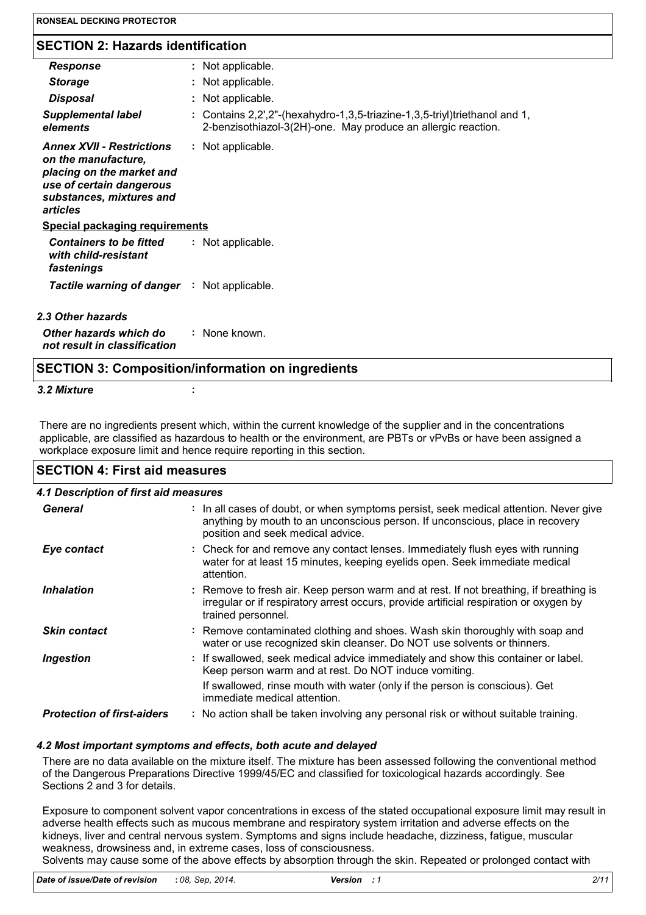## SECTION 2: Hazards identification

| | |
|---|---|
| ***Response*** | : Not applicable. |
| ***Storage*** | : Not applicable. |
| ***Disposal*** | : Not applicable. |
| ***Supplemental label elements*** | : Contains 2,2',2"-(hexahydro-1,3,5-triazine-1,3,5-triyl)triethanol and 1, 2-benzisothiazol-3(2H)-one. May produce an allergic reaction. |
| ***Annex XVII - Restrictions on the manufacture, placing on the market and use of certain dangerous substances, mixtures and articles*** | : Not applicable. |

**Special packaging requirements**

| | |
|---|---|
| ***Containers to be fitted with child-resistant fastenings*** | : Not applicable. |
| ***Tactile warning of danger*** | : Not applicable. |

***2.3 Other hazards***

| | |
|---|---|
| ***Other hazards which do not result in classification*** | : None known. |

## SECTION 3: Composition/information on ingredients

***3.2 Mixture*** :

There are no ingredients present which, within the current knowledge of the supplier and in the concentrations applicable, are classified as hazardous to health or the environment, are PBTs or vPvBs or have been assigned a workplace exposure limit and hence require reporting in this section.

## SECTION 4: First aid measures

***4.1 Description of first aid measures***

| | |
|---|---|
| ***General*** | : In all cases of doubt, or when symptoms persist, seek medical attention. Never give anything by mouth to an unconscious person. If unconscious, place in recovery position and seek medical advice. |
| ***Eye contact*** | : Check for and remove any contact lenses. Immediately flush eyes with running water for at least 15 minutes, keeping eyelids open. Seek immediate medical attention. |
| ***Inhalation*** | : Remove to fresh air. Keep person warm and at rest. If not breathing, if breathing is irregular or if respiratory arrest occurs, provide artificial respiration or oxygen by trained personnel. |
| ***Skin contact*** | : Remove contaminated clothing and shoes. Wash skin thoroughly with soap and water or use recognized skin cleanser. Do NOT use solvents or thinners. |
| ***Ingestion*** | : If swallowed, seek medical advice immediately and show this container or label. Keep person warm and at rest. Do NOT induce vomiting. If swallowed, rinse mouth with water (only if the person is conscious). Get immediate medical attention. |
| ***Protection of first-aiders*** | : No action shall be taken involving any personal risk or without suitable training. |

***4.2 Most important symptoms and effects, both acute and delayed***

There are no data available on the mixture itself. The mixture has been assessed following the conventional method of the Dangerous Preparations Directive 1999/45/EC and classified for toxicological hazards accordingly. See Sections 2 and 3 for details.

Exposure to component solvent vapor concentrations in excess of the stated occupational exposure limit may result in adverse health effects such as mucous membrane and respiratory system irritation and adverse effects on the kidneys, liver and central nervous system. Symptoms and signs include headache, dizziness, fatigue, muscular weakness, drowsiness and, in extreme cases, loss of consciousness.
Solvents may cause some of the above effects by absorption through the skin. Repeated or prolonged contact with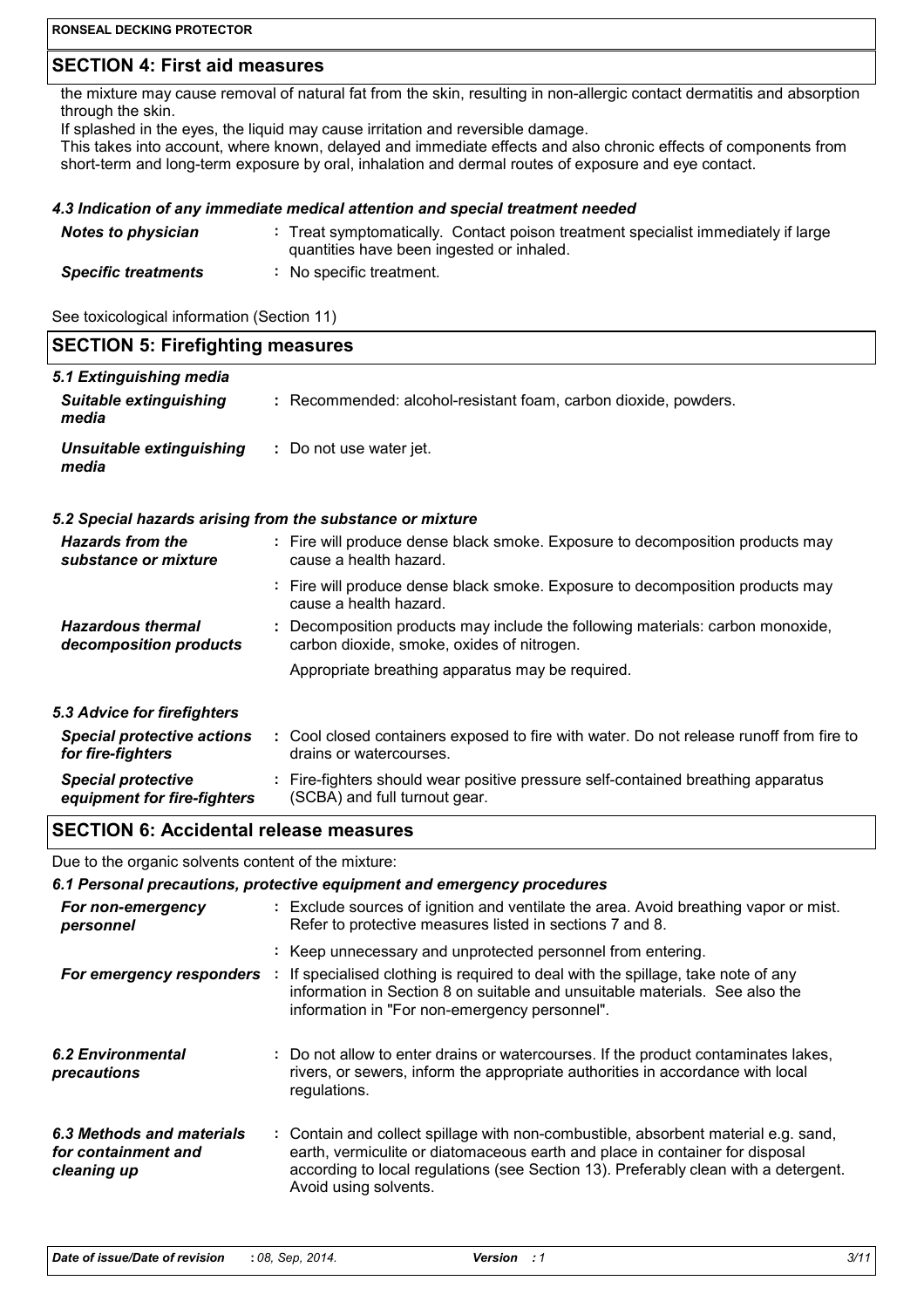## SECTION 4: First aid measures

the mixture may cause removal of natural fat from the skin, resulting in non-allergic contact dermatitis and absorption through the skin.
If splashed in the eyes, the liquid may cause irritation and reversible damage.
This takes into account, where known, delayed and immediate effects and also chronic effects of components from short-term and long-term exposure by oral, inhalation and dermal routes of exposure and eye contact.

### *4.3 Indication of any immediate medical attention and special treatment needed*

| | |
|---|---|
| ***Notes to physician*** | : Treat symptomatically. Contact poison treatment specialist immediately if large quantities have been ingested or inhaled. |
| ***Specific treatments*** | : No specific treatment. |

See toxicological information (Section 11)

## SECTION 5: Firefighting measures

### *5.1 Extinguishing media*

| | |
|---|---|
| ***Suitable extinguishing media*** | : Recommended: alcohol-resistant foam, carbon dioxide, powders. |
| ***Unsuitable extinguishing media*** | : Do not use water jet. |

### *5.2 Special hazards arising from the substance or mixture*

| | |
|---|---|
| ***Hazards from the substance or mixture*** | : Fire will produce dense black smoke. Exposure to decomposition products may cause a health hazard. |
| | : Fire will produce dense black smoke. Exposure to decomposition products may cause a health hazard. |
| ***Hazardous thermal decomposition products*** | : Decomposition products may include the following materials: carbon monoxide, carbon dioxide, smoke, oxides of nitrogen. |
| | Appropriate breathing apparatus may be required. |

### *5.3 Advice for firefighters*

| | |
|---|---|
| ***Special protective actions for fire-fighters*** | : Cool closed containers exposed to fire with water. Do not release runoff from fire to drains or watercourses. |
| ***Special protective equipment for fire-fighters*** | : Fire-fighters should wear positive pressure self-contained breathing apparatus (SCBA) and full turnout gear. |

## SECTION 6: Accidental release measures

Due to the organic solvents content of the mixture:

### *6.1 Personal precautions, protective equipment and emergency procedures*

| | |
|---|---|
| ***For non-emergency personnel*** | : Exclude sources of ignition and ventilate the area. Avoid breathing vapor or mist. Refer to protective measures listed in sections 7 and 8. |
| | : Keep unnecessary and unprotected personnel from entering. |
| ***For emergency responders*** | : If specialised clothing is required to deal with the spillage, take note of any information in Section 8 on suitable and unsuitable materials. See also the information in "For non-emergency personnel". |
| ***6.2 Environmental precautions*** | : Do not allow to enter drains or watercourses. If the product contaminates lakes, rivers, or sewers, inform the appropriate authorities in accordance with local regulations. |
| ***6.3 Methods and materials for containment and cleaning up*** | : Contain and collect spillage with non-combustible, absorbent material e.g. sand, earth, vermiculite or diatomaceous earth and place in container for disposal according to local regulations (see Section 13). Preferably clean with a detergent. Avoid using solvents. |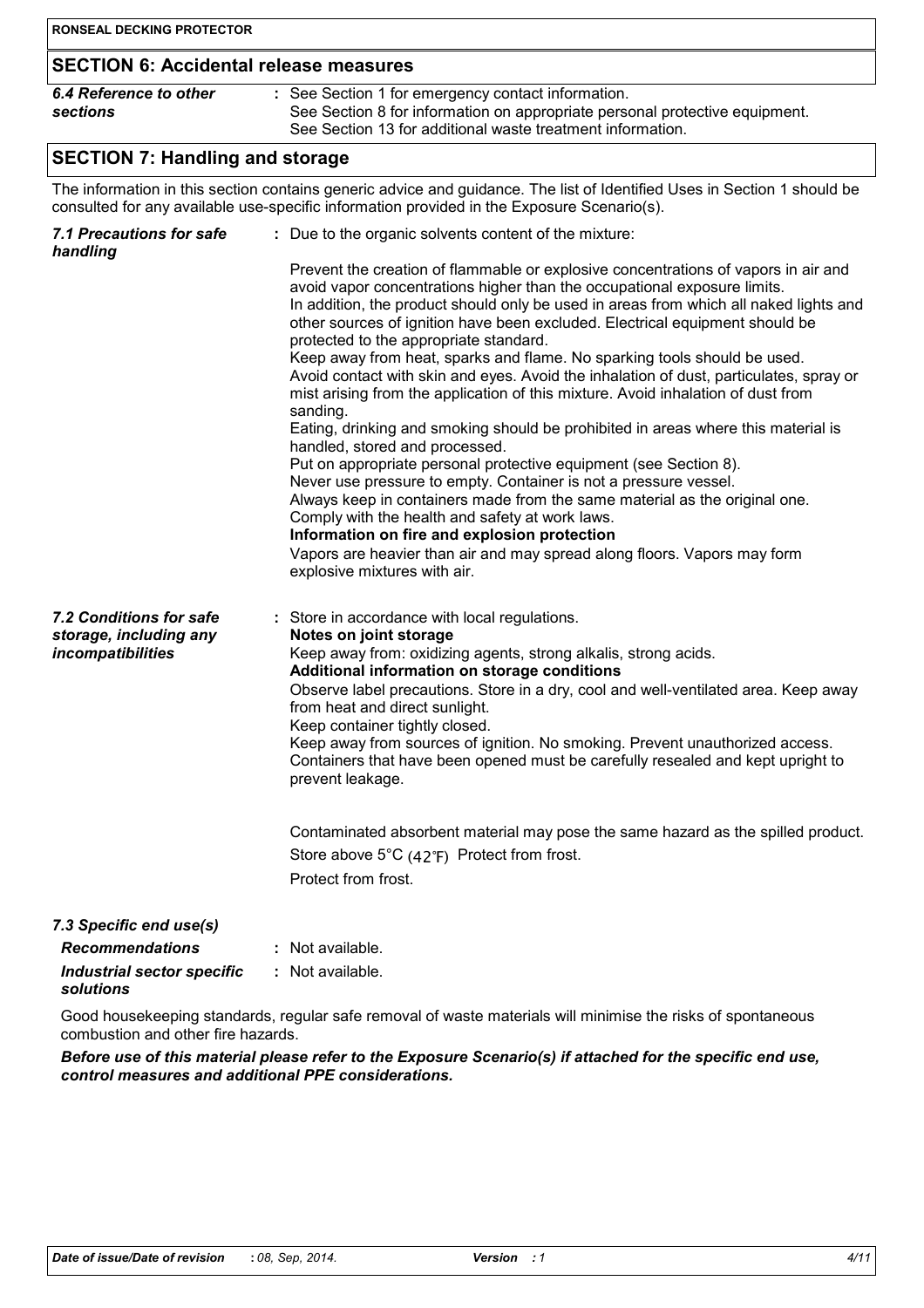## SECTION 6: Accidental release measures

| | |
|---|---|
| ***6.4 Reference to other sections*** | : See Section 1 for emergency contact information.<br>See Section 8 for information on appropriate personal protective equipment.<br>See Section 13 for additional waste treatment information. |

## SECTION 7: Handling and storage

The information in this section contains generic advice and guidance. The list of Identified Uses in Section 1 should be consulted for any available use-specific information provided in the Exposure Scenario(s).

***7.1 Precautions for safe handling***

: Due to the organic solvents content of the mixture:

Prevent the creation of flammable or explosive concentrations of vapors in air and avoid vapor concentrations higher than the occupational exposure limits.
In addition, the product should only be used in areas from which all naked lights and other sources of ignition have been excluded. Electrical equipment should be protected to the appropriate standard.
Keep away from heat, sparks and flame. No sparking tools should be used.
Avoid contact with skin and eyes. Avoid the inhalation of dust, particulates, spray or mist arising from the application of this mixture. Avoid inhalation of dust from sanding.
Eating, drinking and smoking should be prohibited in areas where this material is handled, stored and processed.
Put on appropriate personal protective equipment (see Section 8).
Never use pressure to empty. Container is not a pressure vessel.
Always keep in containers made from the same material as the original one.
Comply with the health and safety at work laws.
**Information on fire and explosion protection**
Vapors are heavier than air and may spread along floors. Vapors may form explosive mixtures with air.

***7.2 Conditions for safe storage, including any incompatibilities***

: Store in accordance with local regulations.
**Notes on joint storage**
Keep away from: oxidizing agents, strong alkalis, strong acids.
**Additional information on storage conditions**
Observe label precautions. Store in a dry, cool and well-ventilated area. Keep away from heat and direct sunlight.
Keep container tightly closed.
Keep away from sources of ignition. No smoking. Prevent unauthorized access.
Containers that have been opened must be carefully resealed and kept upright to prevent leakage.

Contaminated absorbent material may pose the same hazard as the spilled product.

Store above 5°C (42°F) Protect from frost.

Protect from frost.

***7.3 Specific end use(s)***

| | |
|---|---|
| ***Recommendations*** | : Not available. |
| ***Industrial sector specific solutions*** | : Not available. |

Good housekeeping standards, regular safe removal of waste materials will minimise the risks of spontaneous combustion and other fire hazards.

***Before use of this material please refer to the Exposure Scenario(s) if attached for the specific end use, control measures and additional PPE considerations.***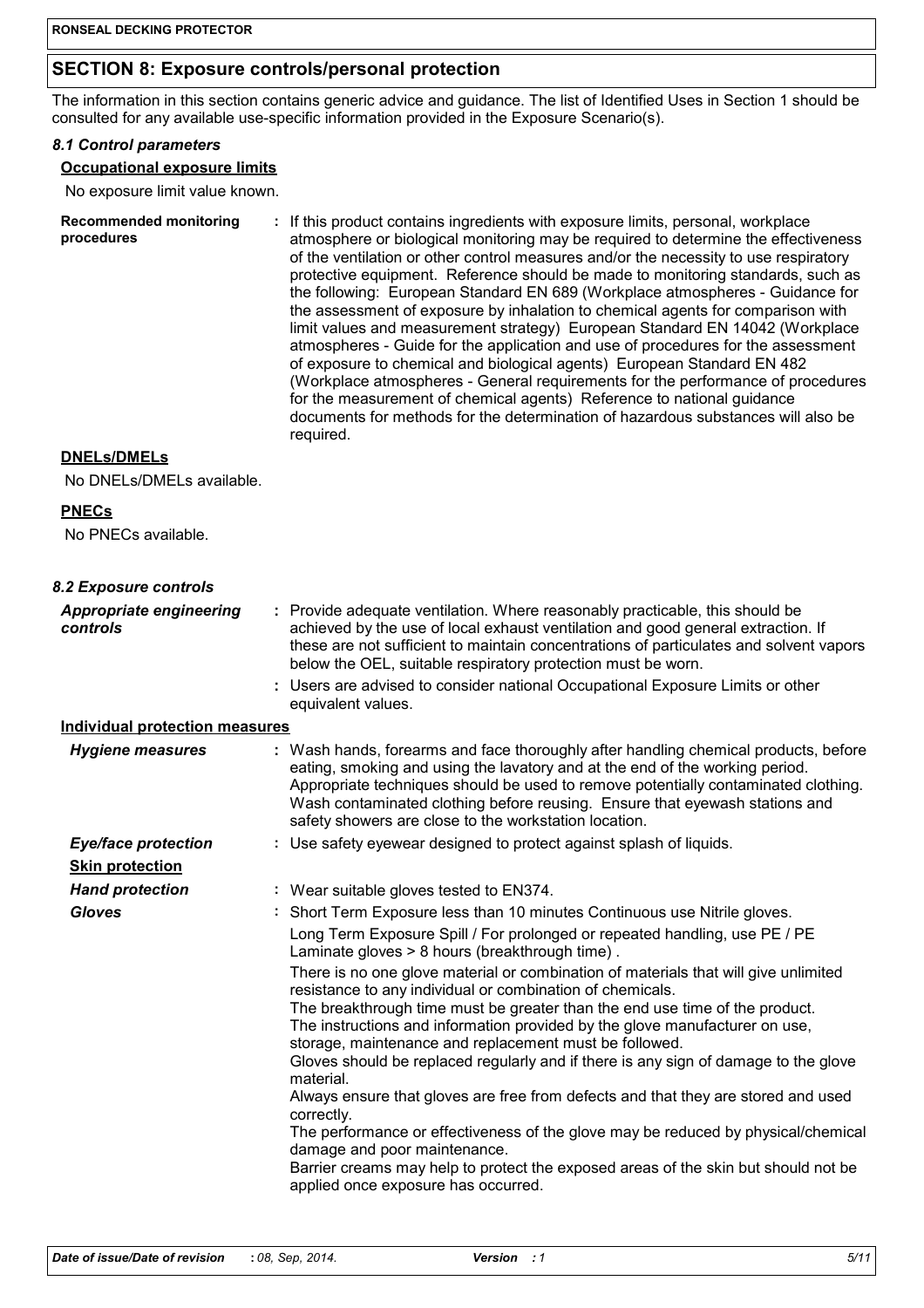## SECTION 8: Exposure controls/personal protection

The information in this section contains generic advice and guidance. The list of Identified Uses in Section 1 should be consulted for any available use-specific information provided in the Exposure Scenario(s).

### *8.1 Control parameters*

**Occupational exposure limits**

No exposure limit value known.

**Recommended monitoring procedures** : If this product contains ingredients with exposure limits, personal, workplace atmosphere or biological monitoring may be required to determine the effectiveness of the ventilation or other control measures and/or the necessity to use respiratory protective equipment. Reference should be made to monitoring standards, such as the following: European Standard EN 689 (Workplace atmospheres - Guidance for the assessment of exposure by inhalation to chemical agents for comparison with limit values and measurement strategy) European Standard EN 14042 (Workplace atmospheres - Guide for the application and use of procedures for the assessment of exposure to chemical and biological agents) European Standard EN 482 (Workplace atmospheres - General requirements for the performance of procedures for the measurement of chemical agents) Reference to national guidance documents for methods for the determination of hazardous substances will also be required.

**DNELs/DMELs**

No DNELs/DMELs available.

**PNECs**

No PNECs available.

### *8.2 Exposure controls*

***Appropriate engineering controls*** : Provide adequate ventilation. Where reasonably practicable, this should be achieved by the use of local exhaust ventilation and good general extraction. If these are not sufficient to maintain concentrations of particulates and solvent vapors below the OEL, suitable respiratory protection must be worn.

: Users are advised to consider national Occupational Exposure Limits or other equivalent values.

**Individual protection measures**

***Hygiene measures*** : Wash hands, forearms and face thoroughly after handling chemical products, before eating, smoking and using the lavatory and at the end of the working period. Appropriate techniques should be used to remove potentially contaminated clothing. Wash contaminated clothing before reusing. Ensure that eyewash stations and safety showers are close to the workstation location.

***Eye/face protection*** : Use safety eyewear designed to protect against splash of liquids.

**Skin protection**

***Hand protection*** : Wear suitable gloves tested to EN374.

***Gloves*** : Short Term Exposure less than 10 minutes Continuous use Nitrile gloves.

Long Term Exposure Spill / For prolonged or repeated handling, use PE / PE Laminate gloves > 8 hours (breakthrough time) .

There is no one glove material or combination of materials that will give unlimited resistance to any individual or combination of chemicals.
The breakthrough time must be greater than the end use time of the product.
The instructions and information provided by the glove manufacturer on use, storage, maintenance and replacement must be followed.
Gloves should be replaced regularly and if there is any sign of damage to the glove material.
Always ensure that gloves are free from defects and that they are stored and used correctly.
The performance or effectiveness of the glove may be reduced by physical/chemical damage and poor maintenance.
Barrier creams may help to protect the exposed areas of the skin but should not be applied once exposure has occurred.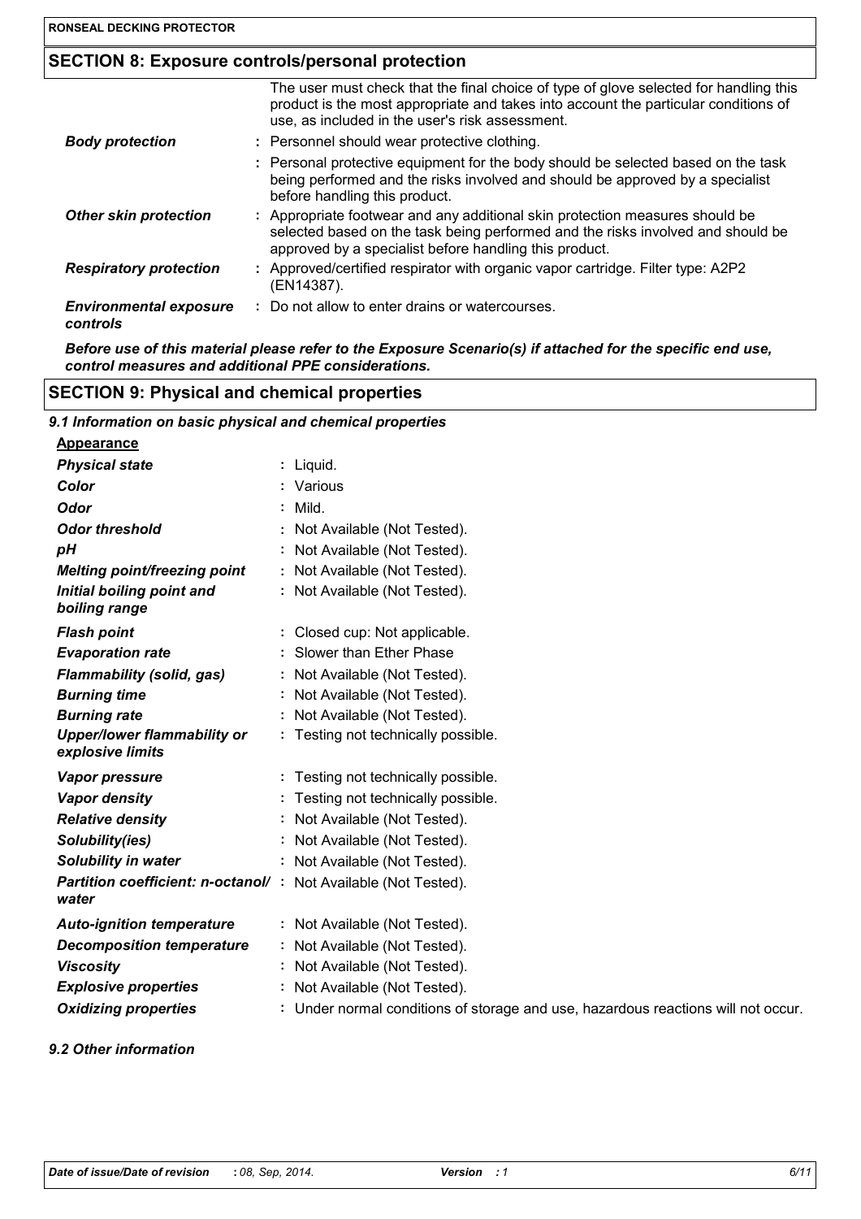## SECTION 8: Exposure controls/personal protection

The user must check that the final choice of type of glove selected for handling this product is the most appropriate and takes into account the particular conditions of use, as included in the user's risk assessment.

| | |
|---|---|
| ***Body protection*** | : Personnel should wear protective clothing. |
| | : Personal protective equipment for the body should be selected based on the task being performed and the risks involved and should be approved by a specialist before handling this product. |
| ***Other skin protection*** | : Appropriate footwear and any additional skin protection measures should be selected based on the task being performed and the risks involved and should be approved by a specialist before handling this product. |
| ***Respiratory protection*** | : Approved/certified respirator with organic vapor cartridge. Filter type: A2P2 (EN14387). |
| ***Environmental exposure controls*** | : Do not allow to enter drains or watercourses. |

***Before use of this material please refer to the Exposure Scenario(s) if attached for the specific end use, control measures and additional PPE considerations.***

## SECTION 9: Physical and chemical properties

### *9.1 Information on basic physical and chemical properties*

**Appearance**

| | |
|---|---|
| ***Physical state*** | : Liquid. |
| ***Color*** | : Various |
| ***Odor*** | : Mild. |
| ***Odor threshold*** | : Not Available (Not Tested). |
| ***pH*** | : Not Available (Not Tested). |
| ***Melting point/freezing point*** | : Not Available (Not Tested). |
| ***Initial boiling point and boiling range*** | : Not Available (Not Tested). |
| ***Flash point*** | : Closed cup: Not applicable. |
| ***Evaporation rate*** | : Slower than Ether Phase |
| ***Flammability (solid, gas)*** | : Not Available (Not Tested). |
| ***Burning time*** | : Not Available (Not Tested). |
| ***Burning rate*** | : Not Available (Not Tested). |
| ***Upper/lower flammability or explosive limits*** | : Testing not technically possible. |
| ***Vapor pressure*** | : Testing not technically possible. |
| ***Vapor density*** | : Testing not technically possible. |
| ***Relative density*** | : Not Available (Not Tested). |
| ***Solubility(ies)*** | : Not Available (Not Tested). |
| ***Solubility in water*** | : Not Available (Not Tested). |
| ***Partition coefficient: n-octanol/water*** | : Not Available (Not Tested). |
| ***Auto-ignition temperature*** | : Not Available (Not Tested). |
| ***Decomposition temperature*** | : Not Available (Not Tested). |
| ***Viscosity*** | : Not Available (Not Tested). |
| ***Explosive properties*** | : Not Available (Not Tested). |
| ***Oxidizing properties*** | : Under normal conditions of storage and use, hazardous reactions will not occur. |

### *9.2 Other information*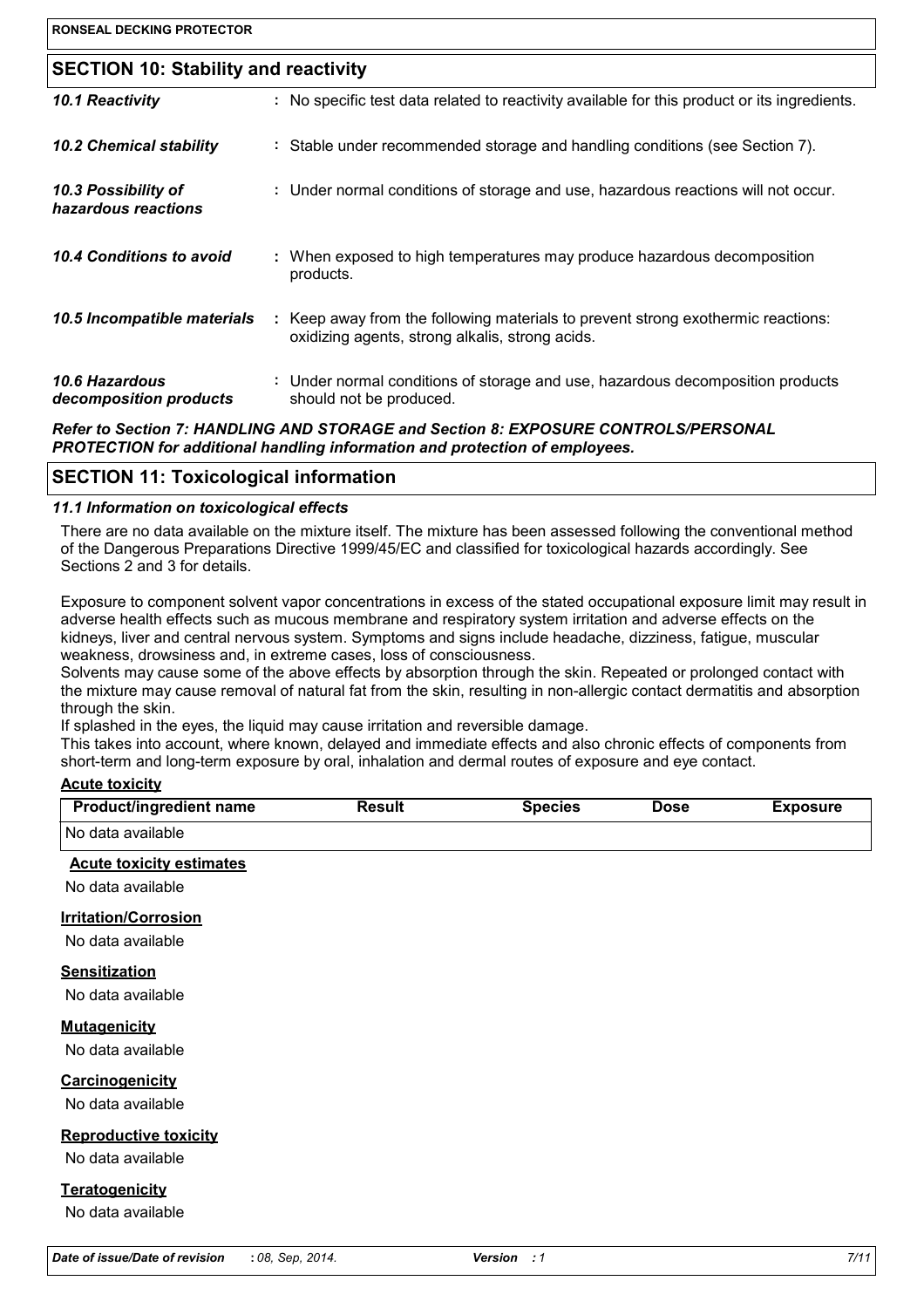## SECTION 10: Stability and reactivity

| | |
|---|---|
| ***10.1 Reactivity*** | : No specific test data related to reactivity available for this product or its ingredients. |
| ***10.2 Chemical stability*** | : Stable under recommended storage and handling conditions (see Section 7). |
| ***10.3 Possibility of hazardous reactions*** | : Under normal conditions of storage and use, hazardous reactions will not occur. |
| ***10.4 Conditions to avoid*** | : When exposed to high temperatures may produce hazardous decomposition products. |
| ***10.5 Incompatible materials*** | : Keep away from the following materials to prevent strong exothermic reactions: oxidizing agents, strong alkalis, strong acids. |
| ***10.6 Hazardous decomposition products*** | : Under normal conditions of storage and use, hazardous decomposition products should not be produced. |

***Refer to Section 7: HANDLING AND STORAGE and Section 8: EXPOSURE CONTROLS/PERSONAL PROTECTION for additional handling information and protection of employees.***

## SECTION 11: Toxicological information

### *11.1 Information on toxicological effects*

There are no data available on the mixture itself. The mixture has been assessed following the conventional method of the Dangerous Preparations Directive 1999/45/EC and classified for toxicological hazards accordingly. See Sections 2 and 3 for details.

Exposure to component solvent vapor concentrations in excess of the stated occupational exposure limit may result in adverse health effects such as mucous membrane and respiratory system irritation and adverse effects on the kidneys, liver and central nervous system. Symptoms and signs include headache, dizziness, fatigue, muscular weakness, drowsiness and, in extreme cases, loss of consciousness.
Solvents may cause some of the above effects by absorption through the skin. Repeated or prolonged contact with the mixture may cause removal of natural fat from the skin, resulting in non-allergic contact dermatitis and absorption through the skin.
If splashed in the eyes, the liquid may cause irritation and reversible damage.
This takes into account, where known, delayed and immediate effects and also chronic effects of components from short-term and long-term exposure by oral, inhalation and dermal routes of exposure and eye contact.

**Acute toxicity**

| Product/ingredient name | Result | Species | Dose | Exposure |
|---|---|---|---|---|
| No data available | | | | |

**Acute toxicity estimates**

No data available

**Irritation/Corrosion**

No data available

**Sensitization**

No data available

**Mutagenicity**

No data available

**Carcinogenicity**

No data available

**Reproductive toxicity**

No data available

**Teratogenicity**

No data available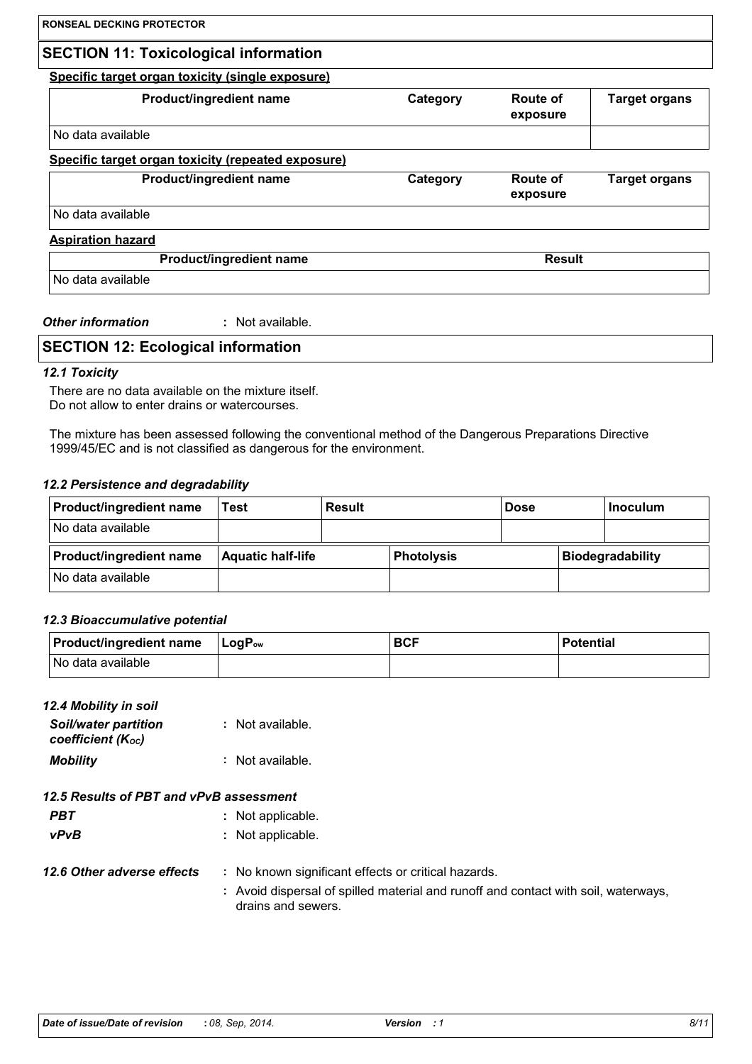## SECTION 11: Toxicological information

**Specific target organ toxicity (single exposure)**

| Product/ingredient name | Category | Route of exposure | Target organs |
|---|---|---|---|
| No data available | | | |

**Specific target organ toxicity (repeated exposure)**

| Product/ingredient name | Category | Route of exposure | Target organs |
|---|---|---|---|
| No data available | | | |

**Aspiration hazard**

| Product/ingredient name | Result |
|---|---|
| No data available | |

***Other information*** : Not available.

## SECTION 12: Ecological information

### *12.1 Toxicity*

There are no data available on the mixture itself.
Do not allow to enter drains or watercourses.

The mixture has been assessed following the conventional method of the Dangerous Preparations Directive 1999/45/EC and is not classified as dangerous for the environment.

### *12.2 Persistence and degradability*

| Product/ingredient name | Test | Result | Dose | Inoculum |
|---|---|---|---|---|
| No data available | | | | |

| Product/ingredient name | Aquatic half-life | Photolysis | Biodegradability |
|---|---|---|---|
| No data available | | | |

### *12.3 Bioaccumulative potential*

| Product/ingredient name | $LogP_{ow}$ | BCF | Potential |
|---|---|---|---|
| No data available | | | |

### *12.4 Mobility in soil*

***Soil/water partition coefficient ($K_{OC}$)*** : Not available.

***Mobility*** : Not available.

### *12.5 Results of PBT and vPvB assessment*

***PBT*** : Not applicable.

***vPvB*** : Not applicable.

### *12.6 Other adverse effects*

: No known significant effects or critical hazards.

: Avoid dispersal of spilled material and runoff and contact with soil, waterways, drains and sewers.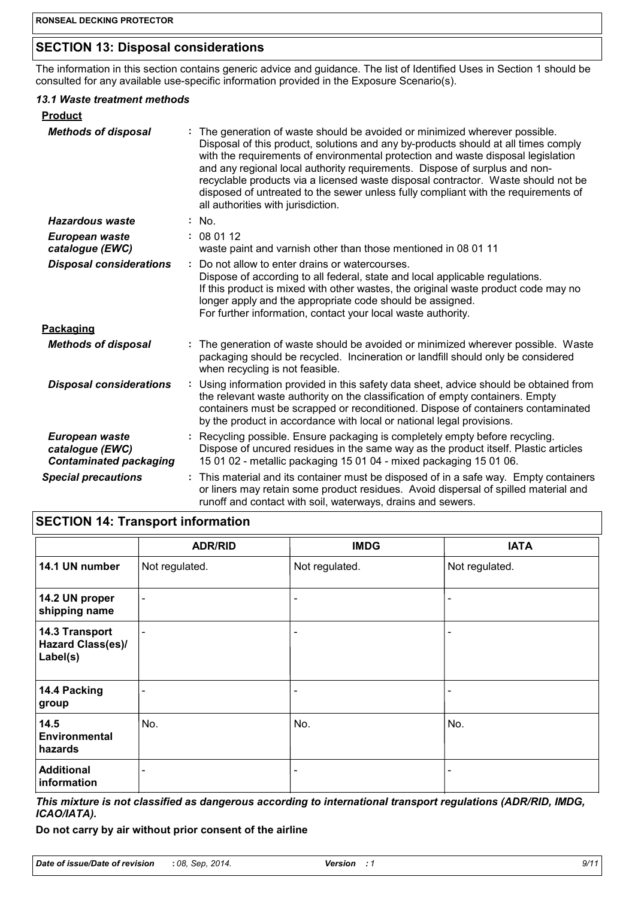## SECTION 13: Disposal considerations

The information in this section contains generic advice and guidance. The list of Identified Uses in Section 1 should be consulted for any available use-specific information provided in the Exposure Scenario(s).

### *13.1 Waste treatment methods*

**Product**

***Methods of disposal*** : The generation of waste should be avoided or minimized wherever possible. Disposal of this product, solutions and any by-products should at all times comply with the requirements of environmental protection and waste disposal legislation and any regional local authority requirements. Dispose of surplus and non-recyclable products via a licensed waste disposal contractor. Waste should not be disposed of untreated to the sewer unless fully compliant with the requirements of all authorities with jurisdiction.

***Hazardous waste*** : No.

***European waste catalogue (EWC)*** : 08 01 12
waste paint and varnish other than those mentioned in 08 01 11

***Disposal considerations*** : Do not allow to enter drains or watercourses.
Dispose of according to all federal, state and local applicable regulations.
If this product is mixed with other wastes, the original waste product code may no longer apply and the appropriate code should be assigned.
For further information, contact your local waste authority.

**Packaging**

***Methods of disposal*** : The generation of waste should be avoided or minimized wherever possible. Waste packaging should be recycled. Incineration or landfill should only be considered when recycling is not feasible.

***Disposal considerations*** : Using information provided in this safety data sheet, advice should be obtained from the relevant waste authority on the classification of empty containers. Empty containers must be scrapped or reconditioned. Dispose of containers contaminated by the product in accordance with local or national legal provisions.

***European waste catalogue (EWC) Contaminated packaging*** : Recycling possible. Ensure packaging is completely empty before recycling. Dispose of uncured residues in the same way as the product itself. Plastic articles 15 01 02 - metallic packaging 15 01 04 - mixed packaging 15 01 06.

***Special precautions*** : This material and its container must be disposed of in a safe way. Empty containers or liners may retain some product residues. Avoid dispersal of spilled material and runoff and contact with soil, waterways, drains and sewers.

## SECTION 14: Transport information

| | ADR/RID | IMDG | IATA |
|---|---|---|---|
| **14.1 UN number** | Not regulated. | Not regulated. | Not regulated. |
| **14.2 UN proper shipping name** | - | - | - |
| **14.3 Transport Hazard Class(es)/ Label(s)** | - | - | - |
| **14.4 Packing group** | - | - | - |
| **14.5 Environmental hazards** | No. | No. | No. |
| **Additional information** | - | - | - |

***This mixture is not classified as dangerous according to international transport regulations (ADR/RID, IMDG, ICAO/IATA).***

**Do not carry by air without prior consent of the airline**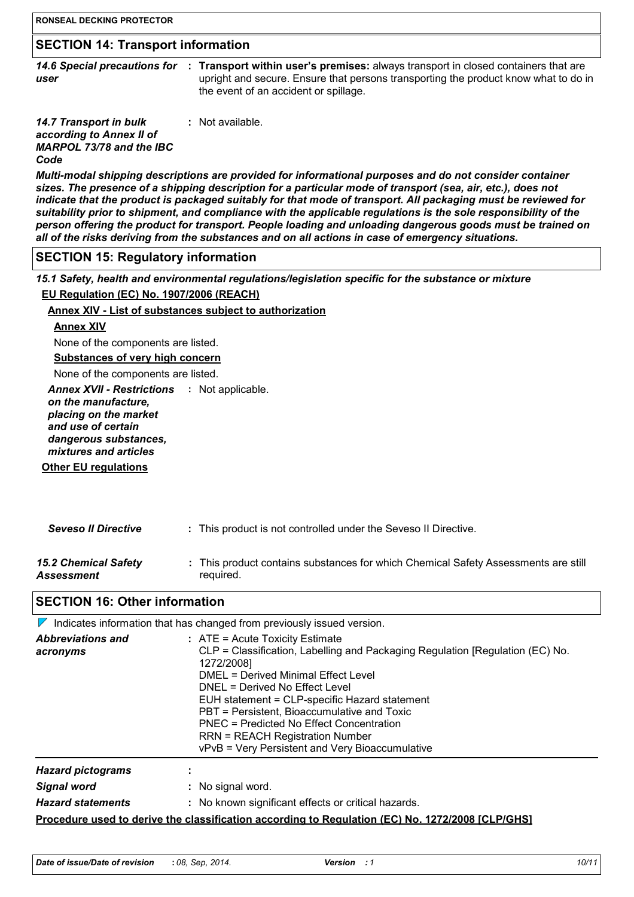## SECTION 14: Transport information

| | |
|---|---|
| *14.6 Special precautions for user* | : **Transport within user's premises:** always transport in closed containers that are upright and secure. Ensure that persons transporting the product know what to do in the event of an accident or spillage. |
| *14.7 Transport in bulk according to Annex II of MARPOL 73/78 and the IBC Code* | : Not available. |

***Multi-modal shipping descriptions are provided for informational purposes and do not consider container sizes. The presence of a shipping description for a particular mode of transport (sea, air, etc.), does not indicate that the product is packaged suitably for that mode of transport. All packaging must be reviewed for suitability prior to shipment, and compliance with the applicable regulations is the sole responsibility of the person offering the product for transport. People loading and unloading dangerous goods must be trained on all of the risks deriving from the substances and on all actions in case of emergency situations.***

## SECTION 15: Regulatory information

***15.1 Safety, health and environmental regulations/legislation specific for the substance or mixture***

**EU Regulation (EC) No. 1907/2006 (REACH)**

**Annex XIV - List of substances subject to authorization**

**Annex XIV**

None of the components are listed.

**Substances of very high concern**

None of the components are listed.

| | |
|---|---|
| ***Annex XVII - Restrictions on the manufacture, placing on the market and use of certain dangerous substances, mixtures and articles*** | : Not applicable. |

**Other EU regulations**

| | |
|---|---|
| ***Seveso II Directive*** | : This product is not controlled under the Seveso II Directive. |
| ***15.2 Chemical Safety Assessment*** | : This product contains substances for which Chemical Safety Assessments are still required. |

## SECTION 16: Other information

Indicates information that has changed from previously issued version.

***Abbreviations and acronyms*** :
- ATE = Acute Toxicity Estimate
- CLP = Classification, Labelling and Packaging Regulation [Regulation (EC) No. 1272/2008]
- DMEL = Derived Minimal Effect Level
- DNEL = Derived No Effect Level
- EUH statement = CLP-specific Hazard statement
- PBT = Persistent, Bioaccumulative and Toxic
- PNEC = Predicted No Effect Concentration
- RRN = REACH Registration Number
- vPvB = Very Persistent and Very Bioaccumulative

| | |
|---|---|
| ***Hazard pictograms*** | : |
| ***Signal word*** | : No signal word. |
| ***Hazard statements*** | : No known significant effects or critical hazards. |

**Procedure used to derive the classification according to Regulation (EC) No. 1272/2008 [CLP/GHS]**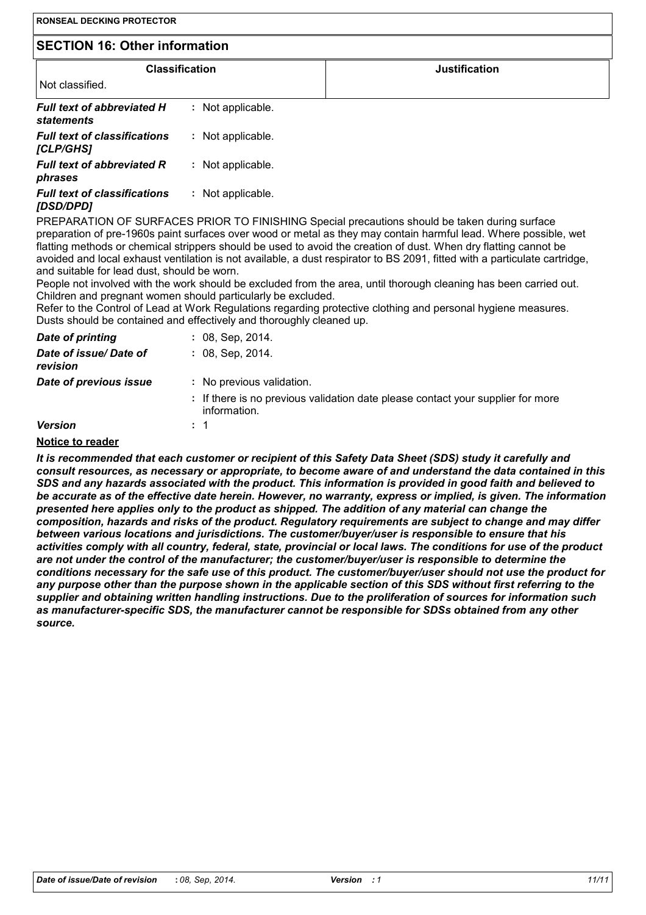## SECTION 16: Other information

| Classification | Justification |
|---|---|
| Not classified. | |

***Full text of abbreviated H statements*** : Not applicable.

***Full text of classifications [CLP/GHS]*** : Not applicable.

***Full text of abbreviated R phrases*** : Not applicable.

***Full text of classifications [DSD/DPD]*** : Not applicable.

PREPARATION OF SURFACES PRIOR TO FINISHING Special precautions should be taken during surface preparation of pre-1960s paint surfaces over wood or metal as they may contain harmful lead. Where possible, wet flatting methods or chemical strippers should be used to avoid the creation of dust. When dry flatting cannot be avoided and local exhaust ventilation is not available, a dust respirator to BS 2091, fitted with a particulate cartridge, and suitable for lead dust, should be worn.
People not involved with the work should be excluded from the area, until thorough cleaning has been carried out. Children and pregnant women should particularly be excluded.
Refer to the Control of Lead at Work Regulations regarding protective clothing and personal hygiene measures.
Dusts should be contained and effectively and thoroughly cleaned up.

***Date of printing*** : 08, Sep, 2014.

***Date of issue/ Date of revision*** : 08, Sep, 2014.

***Date of previous issue*** : No previous validation.

: If there is no previous validation date please contact your supplier for more information.

***Version*** : 1

**Notice to reader**

***It is recommended that each customer or recipient of this Safety Data Sheet (SDS) study it carefully and consult resources, as necessary or appropriate, to become aware of and understand the data contained in this SDS and any hazards associated with the product. This information is provided in good faith and believed to be accurate as of the effective date herein. However, no warranty, express or implied, is given. The information presented here applies only to the product as shipped. The addition of any material can change the composition, hazards and risks of the product. Regulatory requirements are subject to change and may differ between various locations and jurisdictions. The customer/buyer/user is responsible to ensure that his activities comply with all country, federal, state, provincial or local laws. The conditions for use of the product are not under the control of the manufacturer; the customer/buyer/user is responsible to determine the conditions necessary for the safe use of this product. The customer/buyer/user should not use the product for any purpose other than the purpose shown in the applicable section of this SDS without first referring to the supplier and obtaining written handling instructions. Due to the proliferation of sources for information such as manufacturer-specific SDS, the manufacturer cannot be responsible for SDSs obtained from any other source.***